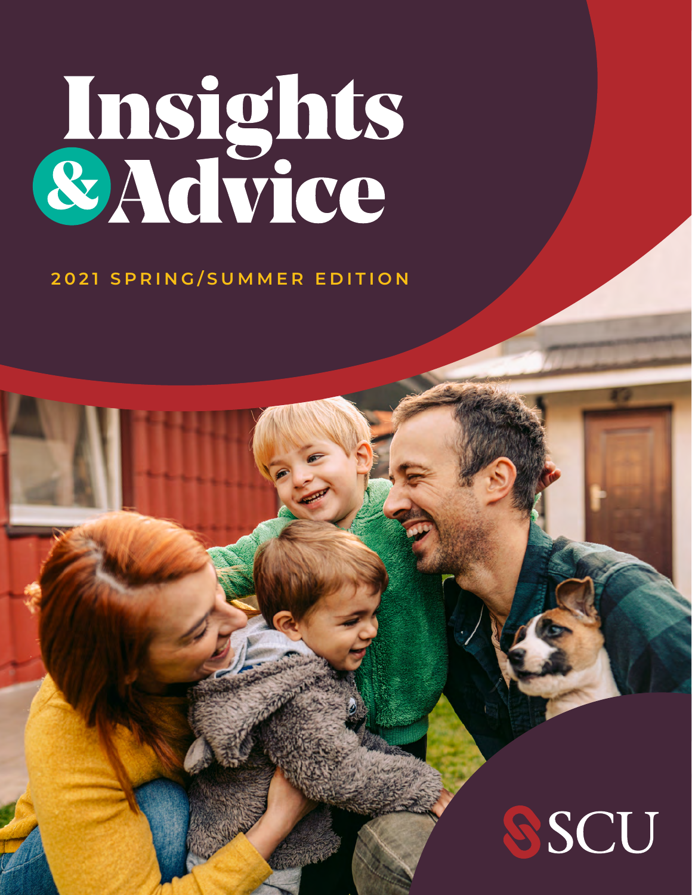# Insights & Advice

2021 SPRING/SUMMER EDITION

SCU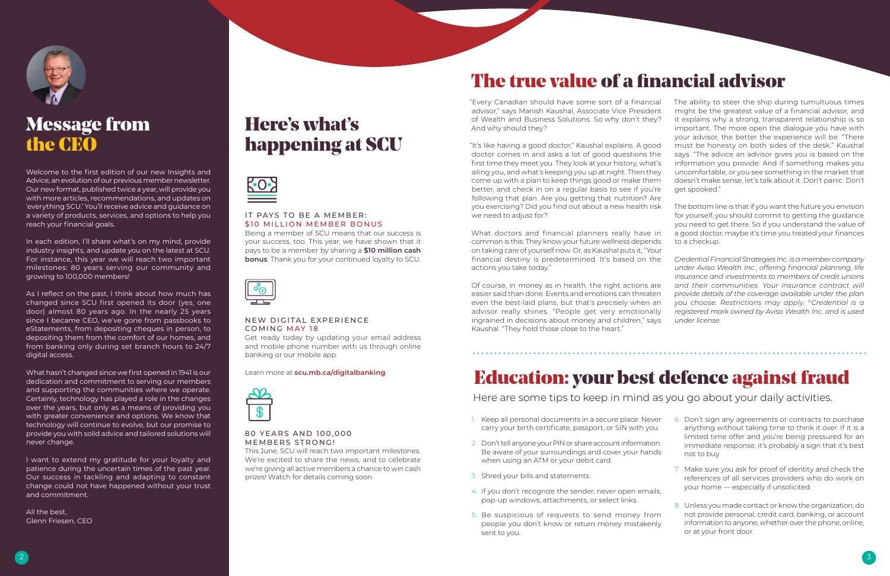# Message from the CEO

Welcome to the first edition of our new Insights and Advice, an evolution of our previous member newsletter. Our new format, published twice a year, will provide you with more articles, recommendations, and updates on 'everything SCU.' You'll receive advice and guidance on a variety of products, services, and options to help you reach your financial goals.

In each edition, I'll share what's on my mind, provide industry insights, and update you on the latest at SCU. For instance, this year we will reach two important milestones: 80 years serving our community and growing to 100,000 members!

As I reflect on the past, I think about how much has changed since SCU first opened its door (yes, one door) almost 80 years ago. In the nearly 25 years since I became CEO, we've gone from passbooks to eStatements, from depositing cheques in person, to depositing them from the comfort of our homes, and from banking only during set branch hours to 24/7 digital access.

What hasn't changed since we first opened in 1941 is our dedication and commitment to serving our members and supporting the communities where we operate. Certainly, technology has played a role in the changes over the years, but only as a means of providing you with greater convenience and options. We know that technology will continue to evolve, but our promise to provide you with solid advice and tailored solutions will never change.

I want to extend my gratitude for your loyalty and patience during the uncertain times of the past year. Our success in tackling and adapting to constant change could not have happened without your trust and commitment.

All the best,
Glenn Friesen, CEO

# Here's what's happening at SCU

### IT PAYS TO BE A MEMBER: $10 MILLION MEMBER BONUS

Being a member of SCU means that our success is your success, too. This year, we have shown that it pays to be a member by sharing a **$10 million cash bonus**. Thank you for your continued loyalty to SCU.

### NEW DIGITAL EXPERIENCE COMING MAY 18

Get ready today by updating your email address and mobile phone number with us through online banking or our mobile app.

Learn more at **scu.mb.ca/digitalbanking**.

### 80 YEARS AND 100,000 MEMBERS STRONG!

This June, SCU will reach two important milestones. We're excited to share the news, and to celebrate we're giving all active members a chance to win cash prizes! Watch for details coming soon.

# The true value of a financial advisor

"Every Canadian should have some sort of a financial advisor," says Manish Kaushal, Associate Vice President of Wealth and Business Solutions. So why don't they? And why should they?

"It's like having a good doctor," Kaushal explains. A good doctor comes in and asks a lot of good questions the first time they meet you. They look at your history, what's ailing you, and what's keeping you up at night. Then they come up with a plan to keep things good or make them better, and check in on a regular basis to see if you're following that plan. Are you getting that nutrition? Are you exercising? Did you find out about a new health risk we need to adjust for?"

What doctors and financial planners really have in common is this: They know your future wellness depends on taking care of yourself now. Or, as Kaushal puts it, "Your financial destiny is predetermined. It's based on the actions you take today."

Of course, in money as in health, the right actions are easier said than done. Events and emotions can threaten even the best-laid plans, but that's precisely when an advisor really shines. "People get very emotionally ingrained in decisions about money and children," says Kaushal. "They hold those close to the heart."

The ability to steer the ship during tumultuous times might be the greatest value of a financial advisor, and it explains why a strong, transparent relationship is so important. The more open the dialogue you have with your advisor, the better the experience will be. "There must be honesty on both sides of the desk," Kaushal says. "The advice an advisor gives you is based on the information you provide. And if something makes you uncomfortable, or you see something in the market that doesn't make sense, let's talk about it. Don't panic. Don't get spooked."

The bottom line is that if you want the future you envision for yourself, you should commit to getting the guidance you need to get there. So if you understand the value of a good doctor, maybe it's time you treated your finances to a checkup.

*Credential Financial Strategies Inc. is a member company under Aviso Wealth Inc., offering financial planning, life insurance and investments to members of credit unions and their communities. Your insurance contract will provide details of the coverage available under the plan you choose. Restrictions may apply. ®Credential is a registered mark owned by Aviso Wealth Inc. and is used under license.*

# Education: your best defence against fraud

Here are some tips to keep in mind as you go about your daily activities.

1. Keep all personal documents in a secure place. Never carry your birth certificate, passport, or SIN with you.
2. Don't tell anyone your PIN or share account information. Be aware of your surroundings and cover your hands when using an ATM or your debit card.
3. Shred your bills and statements.
4. If you don't recognize the sender, never open emails, pop-up windows, attachments, or select links.
5. Be suspicious of requests to send money from people you don't know or return money mistakenly sent to you.
6. Don't sign any agreements or contracts to purchase anything without taking time to think it over. If it is a limited time offer and you're being pressured for an immediate response, it's probably a sign that it's best not to buy.
7. Make sure you ask for proof of identity and check the references of all services providers who do work on your home — especially if unsolicited.
8. Unless you made contact or know the organization, do not provide personal, credit card, banking, or account information to anyone, whether over the phone, online, or at your front door.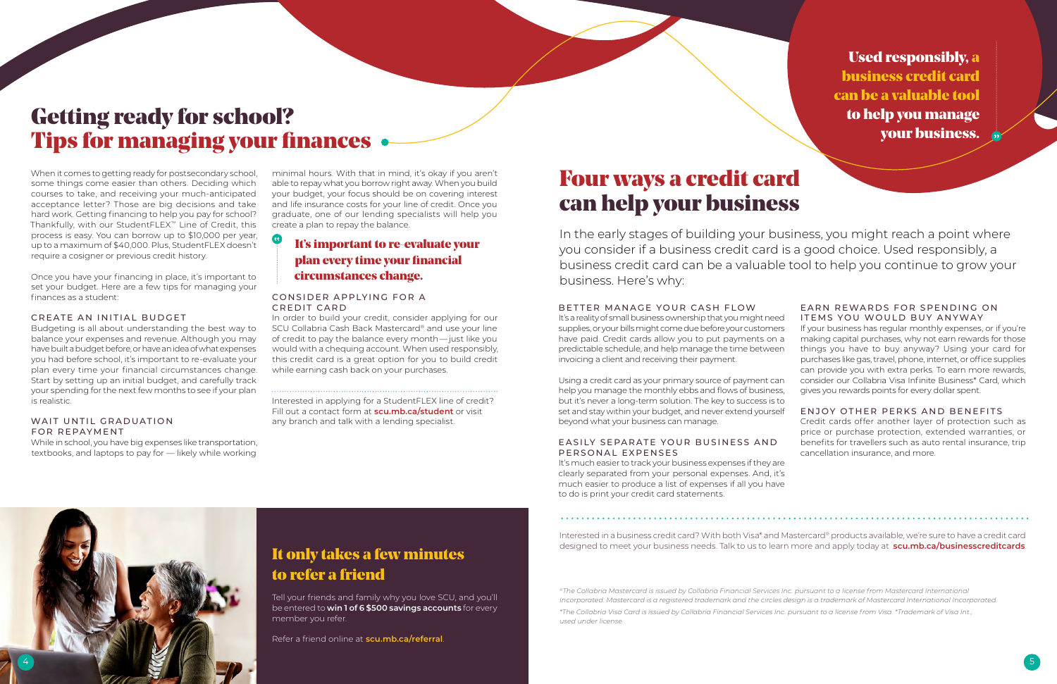# Getting ready for school? Tips for managing your finances

When it comes to getting ready for postsecondary school, some things come easier than others. Deciding which courses to take, and receiving your much-anticipated acceptance letter? Those are big decisions and take hard work. Getting financing to help you pay for school? Thankfully, with our StudentFLEX™ Line of Credit, this process is easy. You can borrow up to $10,000 per year, up to a maximum of $40,000. Plus, StudentFLEX doesn't require a cosigner or previous credit history.

Once you have your financing in place, it's important to set your budget. Here are a few tips for managing your finances as a student:

### CREATE AN INITIAL BUDGET

Budgeting is all about understanding the best way to balance your expenses and revenue. Although you may have built a budget before, or have an idea of what expenses you had before school, it's important to re-evaluate your plan every time your financial circumstances change. Start by setting up an initial budget, and carefully track your spending for the next few months to see if your plan is realistic.

### WAIT UNTIL GRADUATION FOR REPAYMENT

While in school, you have big expenses like transportation, textbooks, and laptops to pay for — likely while working minimal hours. With that in mind, it's okay if you aren't able to repay what you borrow right away. When you build your budget, your focus should be on covering interest and life insurance costs for your line of credit. Once you graduate, one of our lending specialists will help you create a plan to repay the balance.

> **It's important to re-evaluate your plan every time your financial circumstances change.**

### CONSIDER APPLYING FOR A CREDIT CARD

In order to build your credit, consider applying for our SCU Collabria Cash Back Mastercard® and use your line of credit to pay the balance every month — just like you would with a chequing account. When used responsibly, this credit card is a great option for you to build credit while earning cash back on your purchases.

Interested in applying for a StudentFLEX line of credit? Fill out a contact form at **scu.mb.ca/student** or visit any branch and talk with a lending specialist.

## It only takes a few minutes to refer a friend

Tell your friends and family why you love SCU, and you'll be entered to **win 1 of 6 $500 savings accounts** for every member you refer.

Refer a friend online at **scu.mb.ca/referral**.

> **Used responsibly, a business credit card can be a valuable tool to help you manage your business.**

# Four ways a credit card can help your business

In the early stages of building your business, you might reach a point where you consider if a business credit card is a good choice. Used responsibly, a business credit card can be a valuable tool to help you continue to grow your business. Here's why:

### BETTER MANAGE YOUR CASH FLOW

It's a reality of small business ownership that you might need supplies, or your bills might come due before your customers have paid. Credit cards allow you to put payments on a predictable schedule, and help manage the time between invoicing a client and receiving their payment.

Using a credit card as your primary source of payment can help you manage the monthly ebbs and flows of business, but it's never a long-term solution. The key to success is to set and stay within your budget, and never extend yourself beyond what your business can manage.

### EASILY SEPARATE YOUR BUSINESS AND PERSONAL EXPENSES

It's much easier to track your business expenses if they are clearly separated from your personal expenses. And, it's much easier to produce a list of expenses if all you have to do is print your credit card statements.

### EARN REWARDS FOR SPENDING ON ITEMS YOU WOULD BUY ANYWAY

If your business has regular monthly expenses, or if you're making capital purchases, why not earn rewards for those things you have to buy anyway? Using your card for purchases like gas, travel, phone, internet, or office supplies can provide you with extra perks. To earn more rewards, consider our Collabria Visa Infinite Business* Card, which gives you rewards points for every dollar spent.

### ENJOY OTHER PERKS AND BENEFITS

Credit cards offer another layer of protection such as price or purchase protection, extended warranties, or benefits for travellers such as auto rental insurance, trip cancellation insurance, and more.

Interested in a business credit card? With both Visa* and Mastercard® products available, we're sure to have a credit card designed to meet your business needs. Talk to us to learn more and apply today at **scu.mb.ca/businesscreditcards**.

*®The Collabria Mastercard is issued by Collabria Financial Services Inc. pursuant to a license from Mastercard International Incorporated. Mastercard is a registered trademark and the circles design is a trademark of Mastercard International Incorporated.*

*\*The Collabria Visa Card is issued by Collabria Financial Services Inc. pursuant to a license from Visa. \*Trademark of Visa Int., used under license.*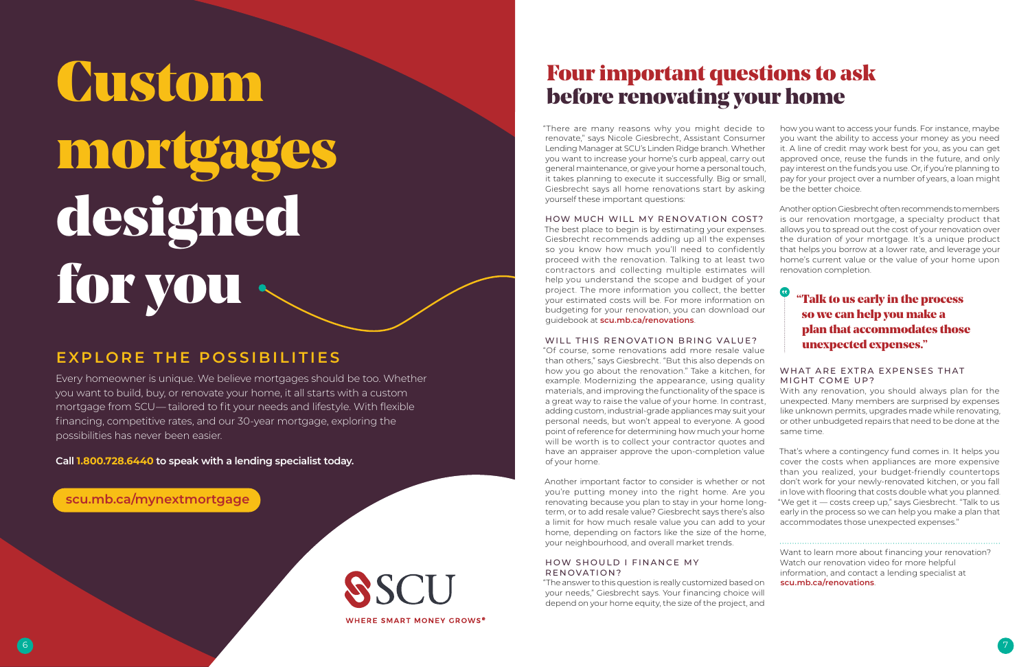# Custom mortgages designed for you

## EXPLORE THE POSSIBILITIES

Every homeowner is unique. We believe mortgages should be too. Whether you want to build, buy, or renovate your home, it all starts with a custom mortgage from SCU— tailored to fit your needs and lifestyle. With flexible financing, competitive rates, and our 30-year mortgage, exploring the possibilities has never been easier.

**Call 1.800.728.6440 to speak with a lending specialist today.**

scu.mb.ca/mynextmortgage

SCU

WHERE SMART MONEY GROWS®

# Four important questions to ask before renovating your home

"There are many reasons why you might decide to renovate," says Nicole Giesbrecht, Assistant Consumer Lending Manager at SCU's Linden Ridge branch. Whether you want to increase your home's curb appeal, carry out general maintenance, or give your home a personal touch, it takes planning to execute it successfully. Big or small, Giesbrecht says all home renovations start by asking yourself these important questions:

### HOW MUCH WILL MY RENOVATION COST?

The best place to begin is by estimating your expenses. Giesbrecht recommends adding up all the expenses so you know how much you'll need to confidently proceed with the renovation. Talking to at least two contractors and collecting multiple estimates will help you understand the scope and budget of your project. The more information you collect, the better your estimated costs will be. For more information on budgeting for your renovation, you can download our guidebook at **scu.mb.ca/renovations**.

### WILL THIS RENOVATION BRING VALUE?

"Of course, some renovations add more resale value than others," says Giesbrecht. "But this also depends on how you go about the renovation." Take a kitchen, for example. Modernizing the appearance, using quality materials, and improving the functionality of the space is a great way to raise the value of your home. In contrast, adding custom, industrial-grade appliances may suit your personal needs, but won't appeal to everyone. A good point of reference for determining how much your home will be worth is to collect your contractor quotes and have an appraiser approve the upon-completion value of your home.

Another important factor to consider is whether or not you're putting money into the right home. Are you renovating because you plan to stay in your home long-term, or to add resale value? Giesbrecht says there's also a limit for how much resale value you can add to your home, depending on factors like the size of the home, your neighbourhood, and overall market trends.

### HOW SHOULD I FINANCE MY RENOVATION?

"The answer to this question is really customized based on your needs," Giesbrecht says. Your financing choice will depend on your home equity, the size of the project, and how you want to access your funds. For instance, maybe you want the ability to access your money as you need it. A line of credit may work best for you, as you can get approved once, reuse the funds in the future, and only pay interest on the funds you use. Or, if you're planning to pay for your project over a number of years, a loan might be the better choice.

Another option Giesbrecht often recommends to members is our renovation mortgage, a specialty product that allows you to spread out the cost of your renovation over the duration of your mortgage. It's a unique product that helps you borrow at a lower rate, and leverage your home's current value or the value of your home upon renovation completion.

> **"Talk to us early in the process so we can help you make a plan that accommodates those unexpected expenses."**

### WHAT ARE EXTRA EXPENSES THAT MIGHT COME UP?

With any renovation, you should always plan for the unexpected. Many members are surprised by expenses like unknown permits, upgrades made while renovating, or other unbudgeted repairs that need to be done at the same time.

That's where a contingency fund comes in. It helps you cover the costs when appliances are more expensive than you realized, your budget-friendly countertops don't work for your newly-renovated kitchen, or you fall in love with flooring that costs double what you planned. "We get it — costs creep up," says Giesbrecht. "Talk to us early in the process so we can help you make a plan that accommodates those unexpected expenses."

---

Want to learn more about financing your renovation? Watch our renovation video for more helpful information, and contact a lending specialist at **scu.mb.ca/renovations**.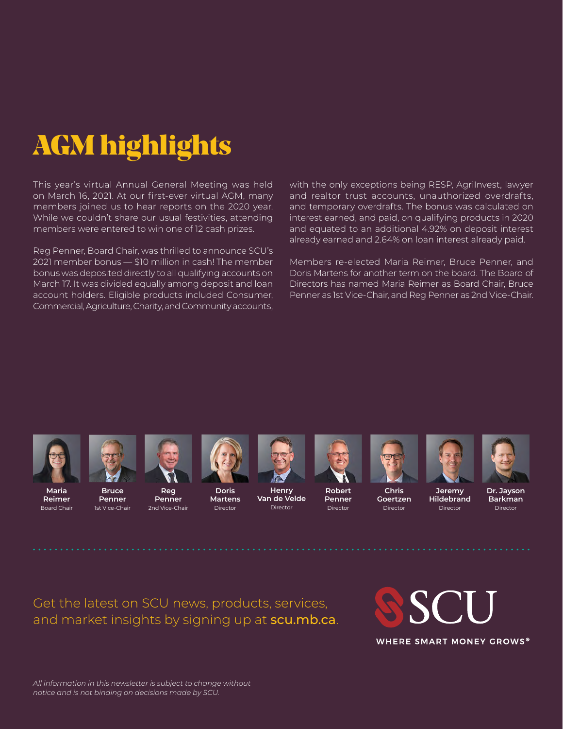# AGM highlights

This year's virtual Annual General Meeting was held on March 16, 2021. At our first-ever virtual AGM, many members joined us to hear reports on the 2020 year. While we couldn't share our usual festivities, attending members were entered to win one of 12 cash prizes.

Reg Penner, Board Chair, was thrilled to announce SCU's 2021 member bonus — $10 million in cash! The member bonus was deposited directly to all qualifying accounts on March 17. It was divided equally among deposit and loan account holders. Eligible products included Consumer, Commercial, Agriculture, Charity, and Community accounts, with the only exceptions being RESP, AgriInvest, lawyer and realtor trust accounts, unauthorized overdrafts, and temporary overdrafts. The bonus was calculated on interest earned, and paid, on qualifying products in 2020 and equated to an additional 4.92% on deposit interest already earned and 2.64% on loan interest already paid.

Members re-elected Maria Reimer, Bruce Penner, and Doris Martens for another term on the board. The Board of Directors has named Maria Reimer as Board Chair, Bruce Penner as 1st Vice-Chair, and Reg Penner as 2nd Vice-Chair.

**Maria Reimer**
Board Chair

**Bruce Penner**
1st Vice-Chair

**Reg Penner**
2nd Vice-Chair

**Doris Martens**
Director

**Henry Van de Velde**
Director

**Robert Penner**
Director

**Chris Goertzen**
Director

**Jeremy Hildebrand**
Director

**Dr. Jayson Barkman**
Director

Get the latest on SCU news, products, services, and market insights by signing up at **scu.mb.ca**.

SCU
WHERE SMART MONEY GROWS®

*All information in this newsletter is subject to change without notice and is not binding on decisions made by SCU.*